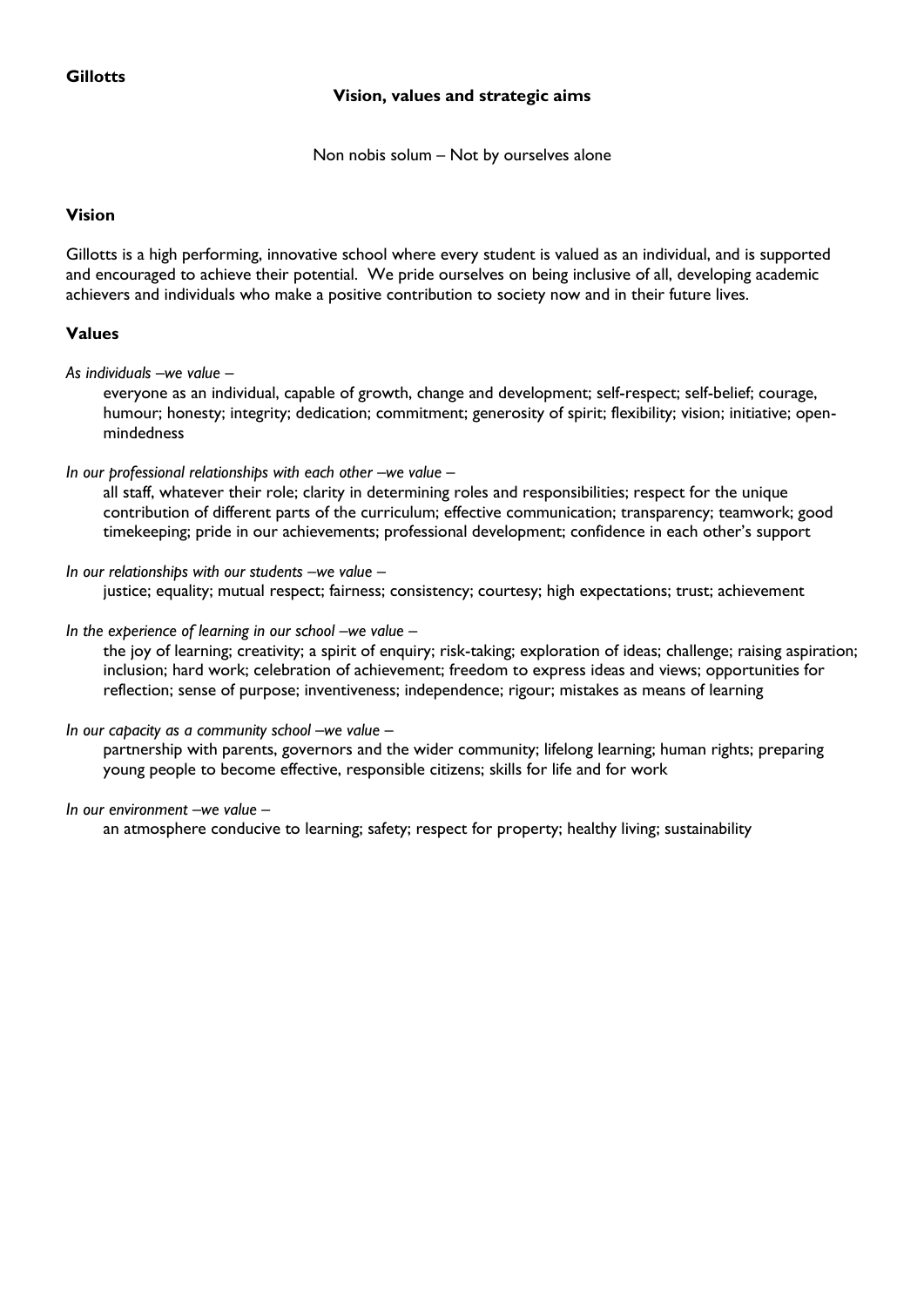**Gillotts**

## Vision, values and strategic aims

Non nobis solum – Not by ourselves alone

### Vision

Gillotts is a high performing, innovative school where every student is valued as an individual, and is supported and encouraged to achieve their potential. We pride ourselves on being inclusive of all, developing academic achievers and individuals who make a positive contribution to society now and in their future lives.

### Values

*As individuals –we value –*

everyone as an individual, capable of growth, change and development; self-respect; self-belief; courage, humour; honesty; integrity; dedication; commitment; generosity of spirit; flexibility; vision; initiative; open-mindedness

*In our professional relationships with each other –we value –*

all staff, whatever their role; clarity in determining roles and responsibilities; respect for the unique contribution of different parts of the curriculum; effective communication; transparency; teamwork; good timekeeping; pride in our achievements; professional development; confidence in each other's support

*In our relationships with our students –we value –*

justice; equality; mutual respect; fairness; consistency; courtesy; high expectations; trust; achievement

*In the experience of learning in our school –we value –*

the joy of learning; creativity; a spirit of enquiry; risk-taking; exploration of ideas; challenge; raising aspiration; inclusion; hard work; celebration of achievement; freedom to express ideas and views; opportunities for reflection; sense of purpose; inventiveness; independence; rigour; mistakes as means of learning

*In our capacity as a community school –we value –*

partnership with parents, governors and the wider community; lifelong learning; human rights; preparing young people to become effective, responsible citizens; skills for life and for work

*In our environment –we value –*

an atmosphere conducive to learning; safety; respect for property; healthy living; sustainability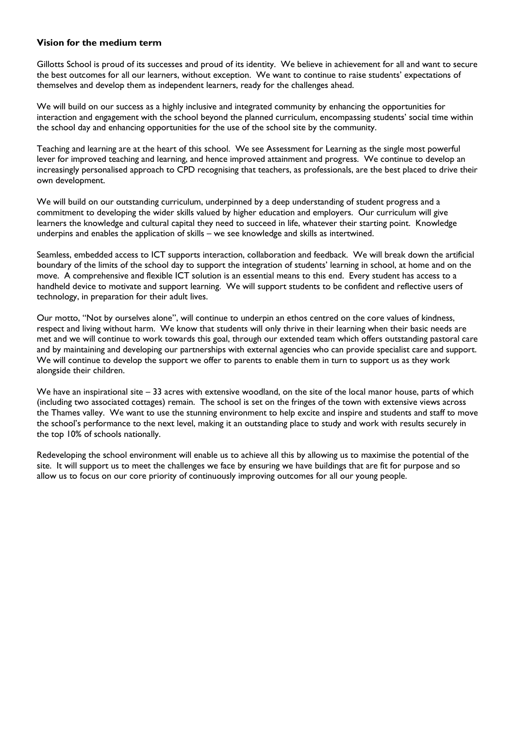### Vision for the medium term

Gillotts School is proud of its successes and proud of its identity. We believe in achievement for all and want to secure the best outcomes for all our learners, without exception. We want to continue to raise students' expectations of themselves and develop them as independent learners, ready for the challenges ahead.

We will build on our success as a highly inclusive and integrated community by enhancing the opportunities for interaction and engagement with the school beyond the planned curriculum, encompassing students' social time within the school day and enhancing opportunities for the use of the school site by the community.

Teaching and learning are at the heart of this school. We see Assessment for Learning as the single most powerful lever for improved teaching and learning, and hence improved attainment and progress. We continue to develop an increasingly personalised approach to CPD recognising that teachers, as professionals, are the best placed to drive their own development.

We will build on our outstanding curriculum, underpinned by a deep understanding of student progress and a commitment to developing the wider skills valued by higher education and employers. Our curriculum will give learners the knowledge and cultural capital they need to succeed in life, whatever their starting point. Knowledge underpins and enables the application of skills – we see knowledge and skills as intertwined.

Seamless, embedded access to ICT supports interaction, collaboration and feedback. We will break down the artificial boundary of the limits of the school day to support the integration of students' learning in school, at home and on the move. A comprehensive and flexible ICT solution is an essential means to this end. Every student has access to a handheld device to motivate and support learning. We will support students to be confident and reflective users of technology, in preparation for their adult lives.

Our motto, "Not by ourselves alone", will continue to underpin an ethos centred on the core values of kindness, respect and living without harm. We know that students will only thrive in their learning when their basic needs are met and we will continue to work towards this goal, through our extended team which offers outstanding pastoral care and by maintaining and developing our partnerships with external agencies who can provide specialist care and support. We will continue to develop the support we offer to parents to enable them in turn to support us as they work alongside their children.

We have an inspirational site – 33 acres with extensive woodland, on the site of the local manor house, parts of which (including two associated cottages) remain. The school is set on the fringes of the town with extensive views across the Thames valley. We want to use the stunning environment to help excite and inspire and students and staff to move the school's performance to the next level, making it an outstanding place to study and work with results securely in the top 10% of schools nationally.

Redeveloping the school environment will enable us to achieve all this by allowing us to maximise the potential of the site. It will support us to meet the challenges we face by ensuring we have buildings that are fit for purpose and so allow us to focus on our core priority of continuously improving outcomes for all our young people.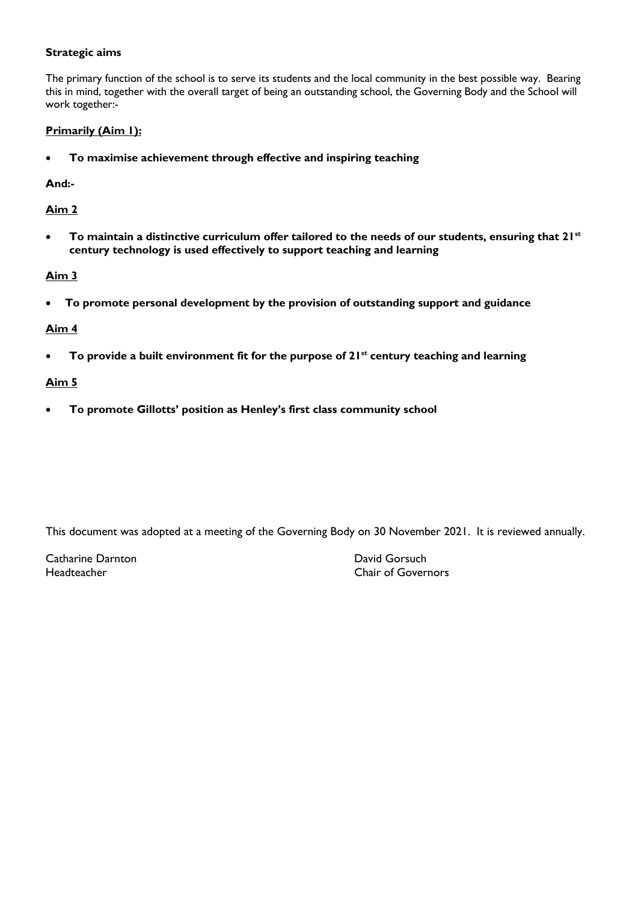**Strategic aims**

The primary function of the school is to serve its students and the local community in the best possible way. Bearing this in mind, together with the overall target of being an outstanding school, the Governing Body and the School will work together:-

**Primarily (Aim 1):**

- **To maximise achievement through effective and inspiring teaching**

**And:-**

**Aim 2**

- **To maintain a distinctive curriculum offer tailored to the needs of our students, ensuring that 21st century technology is used effectively to support teaching and learning**

**Aim 3**

- **To promote personal development by the provision of outstanding support and guidance**

**Aim 4**

- **To provide a built environment fit for the purpose of 21st century teaching and learning**

**Aim 5**

- **To promote Gillotts' position as Henley's first class community school**

This document was adopted at a meeting of the Governing Body on 30 November 2021. It is reviewed annually.

Catharine Darnton
Headteacher

David Gorsuch
Chair of Governors